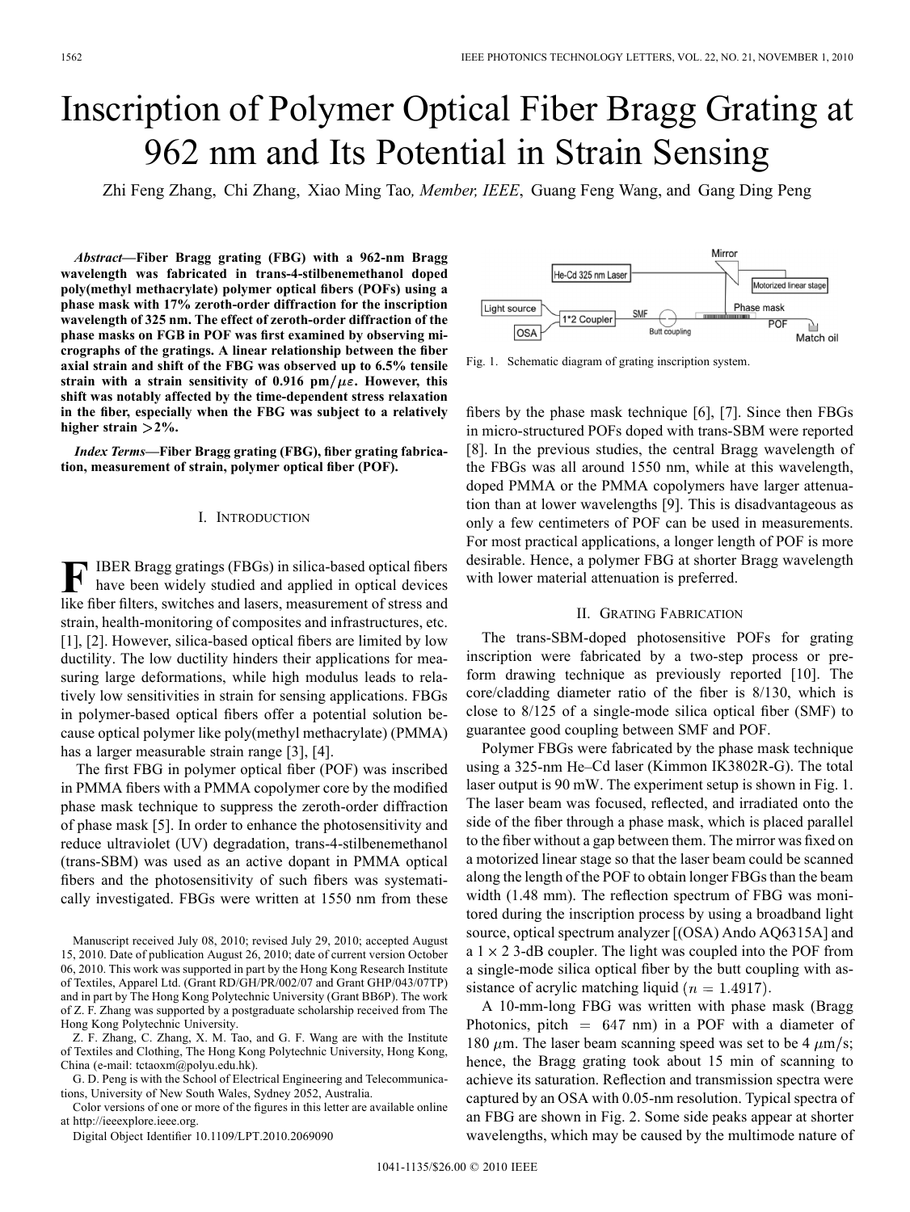# Inscription of Polymer Optical Fiber Bragg Grating at 962 nm and Its Potential in Strain Sensing

Zhi Feng Zhang, Chi Zhang, Xiao Ming Tao, *Member, IEEE*, Guang Feng Wang, and Gang Ding Peng

***Abstract*—Fiber Bragg grating (FBG) with a 962-nm Bragg wavelength was fabricated in trans-4-stilbenemethanol doped poly(methyl methacrylate) polymer optical fibers (POFs) using a phase mask with 17% zeroth-order diffraction for the inscription wavelength of 325 nm. The effect of zeroth-order diffraction of the phase masks on FGB in POF was first examined by observing micrographs of the gratings. A linear relationship between the fiber axial strain and shift of the FBG was observed up to 6.5% tensile strain with a strain sensitivity of 0.916 pm/$\mu\varepsilon$. However, this shift was notably affected by the time-dependent stress relaxation in the fiber, especially when the FBG was subject to a relatively higher strain >2%.**

***Index Terms*—Fiber Bragg grating (FBG), fiber grating fabrication, measurement of strain, polymer optical fiber (POF).**

## I. Introduction

Fiber Bragg gratings (FBGs) in silica-based optical fibers have been widely studied and applied in optical devices like fiber filters, switches and lasers, measurement of stress and strain, health-monitoring of composites and infrastructures, etc. [1], [2]. However, silica-based optical fibers are limited by low ductility. The low ductility hinders their applications for measuring large deformations, while high modulus leads to relatively low sensitivities in strain for sensing applications. FBGs in polymer-based optical fibers offer a potential solution because optical polymer like poly(methyl methacrylate) (PMMA) has a larger measurable strain range [3], [4].

The first FBG in polymer optical fiber (POF) was inscribed in PMMA fibers with a PMMA copolymer core by the modified phase mask technique to suppress the zeroth-order diffraction of phase mask [5]. In order to enhance the photosensitivity and reduce ultraviolet (UV) degradation, trans-4-stilbenemethanol (trans-SBM) was used as an active dopant in PMMA optical fibers and the photosensitivity of such fibers was systematically investigated. FBGs were written at 1550 nm from these fibers by the phase mask technique [6], [7]. Since then FBGs in micro-structured POFs doped with trans-SBM were reported [8]. In the previous studies, the central Bragg wavelength of the FBGs was all around 1550 nm, while at this wavelength, doped PMMA or the PMMA copolymers have larger attenuation than at lower wavelengths [9]. This is disadvantageous as only a few centimeters of POF can be used in measurements. For most practical applications, a longer length of POF is more desirable. Hence, a polymer FBG at shorter Bragg wavelength with lower material attenuation is preferred.

Manuscript received July 08, 2010; revised July 29, 2010; accepted August 15, 2010. Date of publication August 26, 2010; date of current version October 06, 2010. This work was supported in part by the Hong Kong Research Institute of Textiles, Apparel Ltd. (Grant RD/GH/PR/002/07 and Grant GHP/043/07TP) and in part by The Hong Kong Polytechnic University (Grant BB6P). The work of Z. F. Zhang was supported by a postgraduate scholarship received from The Hong Kong Polytechnic University.

Z. F. Zhang, C. Zhang, X. M. Tao, and G. F. Wang are with the Institute of Textiles and Clothing, The Hong Kong Polytechnic University, Hong Kong, China (e-mail: tctaoxm@polyu.edu.hk).

G. D. Peng is with the School of Electrical Engineering and Telecommunications, University of New South Wales, Sydney 2052, Australia.

Color versions of one or more of the figures in this letter are available online at http://ieeexplore.ieee.org.

Digital Object Identifier 10.1109/LPT.2010.2069090

Fig. 1. Schematic diagram of grating inscription system.

## II. Grating Fabrication

The trans-SBM-doped photosensitive POFs for grating inscription were fabricated by a two-step process or preform drawing technique as previously reported [10]. The core/cladding diameter ratio of the fiber is 8/130, which is close to 8/125 of a single-mode silica optical fiber (SMF) to guarantee good coupling between SMF and POF.

Polymer FBGs were fabricated by the phase mask technique using a 325-nm He–Cd laser (Kimmon IK3802R-G). The total laser output is 90 mW. The experiment setup is shown in Fig. 1. The laser beam was focused, reflected, and irradiated onto the side of the fiber through a phase mask, which is placed parallel to the fiber without a gap between them. The mirror was fixed on a motorized linear stage so that the laser beam could be scanned along the length of the POF to obtain longer FBGs than the beam width (1.48 mm). The reflection spectrum of FBG was monitored during the inscription process by using a broadband light source, optical spectrum analyzer [(OSA) Ando AQ6315A] and a $1 \times 2$ 3-dB coupler. The light was coupled into the POF from a single-mode silica optical fiber by the butt coupling with assistance of acrylic matching liquid ($n = 1.4917$).

A 10-mm-long FBG was written with phase mask (Bragg Photonics, pitch = 647 nm) in a POF with a diameter of 180 $\mu$m. The laser beam scanning speed was set to be 4 $\mu$m/s; hence, the Bragg grating took about 15 min of scanning to achieve its saturation. Reflection and transmission spectra were captured by an OSA with 0.05-nm resolution. Typical spectra of an FBG are shown in Fig. 2. Some side peaks appear at shorter wavelengths, which may be caused by the multimode nature of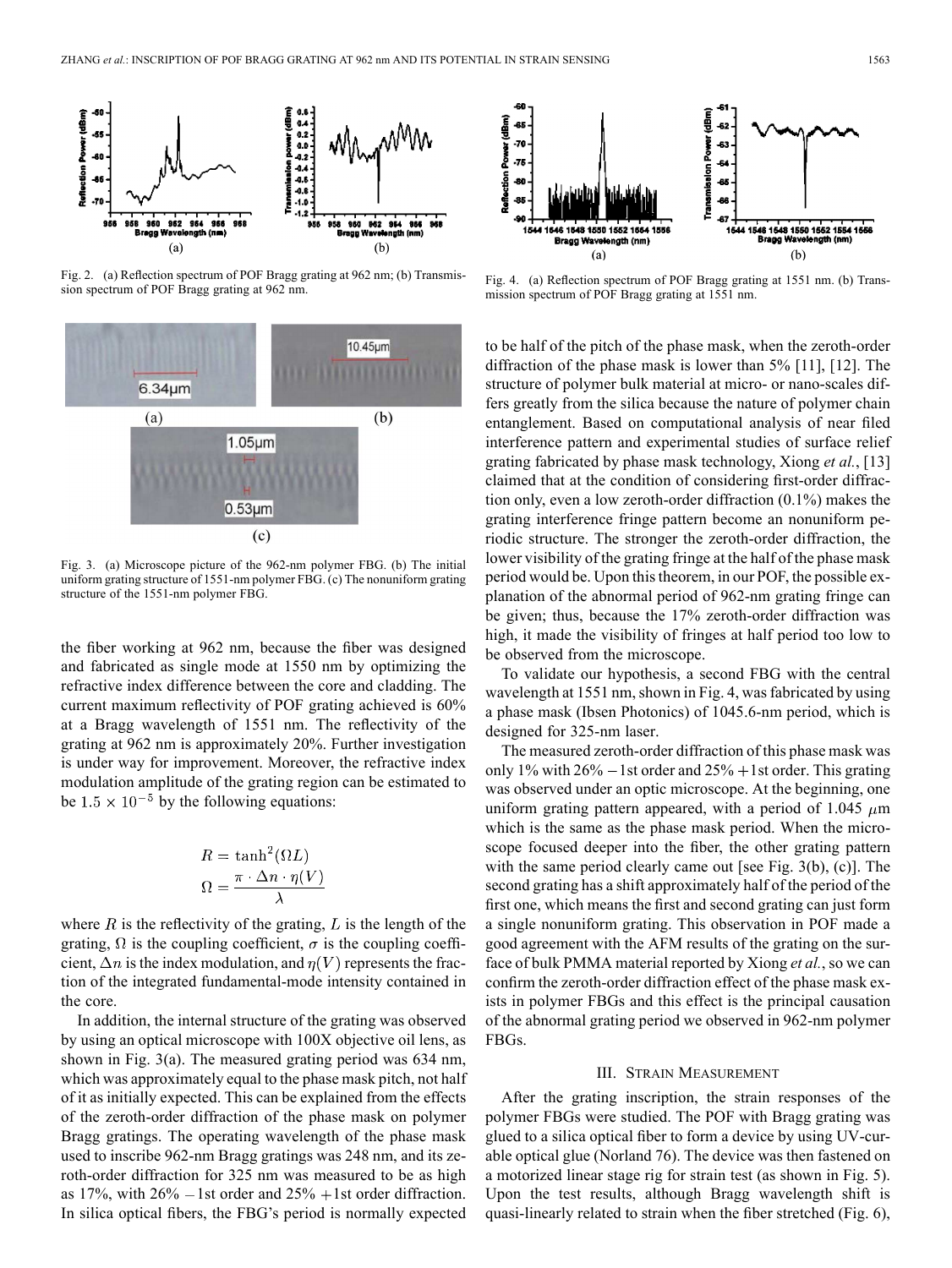Fig. 2. (a) Reflection spectrum of POF Bragg grating at 962 nm; (b) Transmission spectrum of POF Bragg grating at 962 nm.

Fig. 3. (a) Microscope picture of the 962-nm polymer FBG. (b) The initial uniform grating structure of 1551-nm polymer FBG. (c) The nonuniform grating structure of the 1551-nm polymer FBG.

the fiber working at 962 nm, because the fiber was designed and fabricated as single mode at 1550 nm by optimizing the refractive index difference between the core and cladding. The current maximum reflectivity of POF grating achieved is 60% at a Bragg wavelength of 1551 nm. The reflectivity of the grating at 962 nm is approximately 20%. Further investigation is under way for improvement. Moreover, the refractive index modulation amplitude of the grating region can be estimated to be $1.5 \times 10^{-5}$ by the following equations:

$$R = \tanh^2(\Omega L)$$

$$\Omega = \frac{\pi \cdot \Delta n \cdot \eta(V)}{\lambda}$$

where $R$ is the reflectivity of the grating, $L$ is the length of the grating, $\Omega$ is the coupling coefficient, $\sigma$ is the coupling coefficient, $\Delta n$ is the index modulation, and $\eta(V)$ represents the fraction of the integrated fundamental-mode intensity contained in the core.

In addition, the internal structure of the grating was observed by using an optical microscope with 100X objective oil lens, as shown in Fig. 3(a). The measured grating period was 634 nm, which was approximately equal to the phase mask pitch, not half of it as initially expected. This can be explained from the effects of the zeroth-order diffraction of the phase mask on polymer Bragg gratings. The operating wavelength of the phase mask used to inscribe 962-nm Bragg gratings was 248 nm, and its zeroth-order diffraction for 325 nm was measured to be as high as 17%, with 26% −1st order and 25% +1st order diffraction. In silica optical fibers, the FBG's period is normally expected to be half of the pitch of the phase mask, when the zeroth-order diffraction of the phase mask is lower than 5% [11], [12]. The structure of polymer bulk material at micro- or nano-scales differs greatly from the silica because the nature of polymer chain entanglement. Based on computational analysis of near filed interference pattern and experimental studies of surface relief grating fabricated by phase mask technology, Xiong *et al.*, [13] claimed that at the condition of considering first-order diffraction only, even a low zeroth-order diffraction (0.1%) makes the grating interference fringe pattern become an nonuniform periodic structure. The stronger the zeroth-order diffraction, the lower visibility of the grating fringe at the half of the phase mask period would be. Upon this theorem, in our POF, the possible explanation of the abnormal period of 962-nm grating fringe can be given; thus, because the 17% zeroth-order diffraction was high, it made the visibility of fringes at half period too low to be observed from the microscope.

Fig. 4. (a) Reflection spectrum of POF Bragg grating at 1551 nm. (b) Transmission spectrum of POF Bragg grating at 1551 nm.

To validate our hypothesis, a second FBG with the central wavelength at 1551 nm, shown in Fig. 4, was fabricated by using a phase mask (Ibsen Photonics) of 1045.6-nm period, which is designed for 325-nm laser.

The measured zeroth-order diffraction of this phase mask was only 1% with 26% −1st order and 25% +1st order. This grating was observed under an optic microscope. At the beginning, one uniform grating pattern appeared, with a period of 1.045 $\mu$m which is the same as the phase mask period. When the microscope focused deeper into the fiber, the other grating pattern with the same period clearly came out [see Fig. 3(b), (c)]. The second grating has a shift approximately half of the period of the first one, which means the first and second grating can just form a single nonuniform grating. This observation in POF made a good agreement with the AFM results of the grating on the surface of bulk PMMA material reported by Xiong *et al.*, so we can confirm the zeroth-order diffraction effect of the phase mask exists in polymer FBGs and this effect is the principal causation of the abnormal grating period we observed in 962-nm polymer FBGs.

## III. Strain Measurement

After the grating inscription, the strain responses of the polymer FBGs were studied. The POF with Bragg grating was glued to a silica optical fiber to form a device by using UV-curable optical glue (Norland 76). The device was then fastened on a motorized linear stage rig for strain test (as shown in Fig. 5). Upon the test results, although Bragg wavelength shift is quasi-linearly related to strain when the fiber stretched (Fig. 6),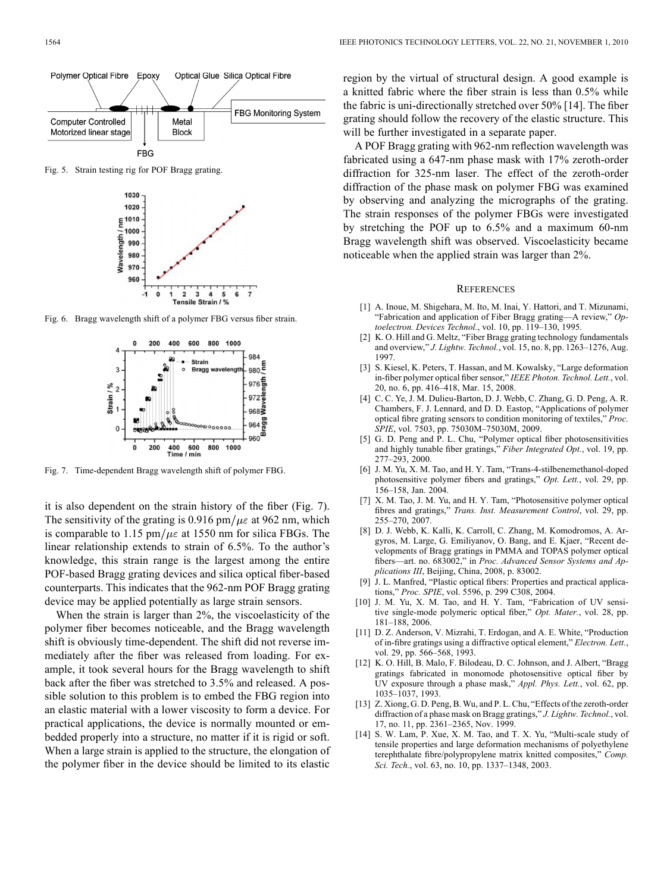Polymer Optical Fibre
Epoxy
Optical Glue
Silica Optical Fibre
Computer Controlled Motorized linear stage
Metal Block
FBG Monitoring System
FBG

Fig. 5. Strain testing rig for POF Bragg grating.

Wavelength / nm
1030
1020
1010
1000
990
980
970
960
-1 0 1 2 3 4 5 6 7
Tensile Strain / %

Fig. 6. Bragg wavelength shift of a polymer FBG versus fiber strain.

0 200 400 600 800 1000
Strain / %
Strain
Bragg wavelength
Bragg Wavelength / nm
984
980
976
972
968
964
960
Time / min

Fig. 7. Time-dependent Bragg wavelength shift of polymer FBG.

it is also dependent on the strain history of the fiber (Fig. 7). The sensitivity of the grating is 0.916 pm/$\mu\varepsilon$ at 962 nm, which is comparable to 1.15 pm/$\mu\varepsilon$ at 1550 nm for silica FBGs. The linear relationship extends to strain of 6.5%. To the author's knowledge, this strain range is the largest among the entire POF-based Bragg grating devices and silica optical fiber-based counterparts. This indicates that the 962-nm POF Bragg grating device may be applied potentially as large strain sensors.

When the strain is larger than 2%, the viscoelasticity of the polymer fiber becomes noticeable, and the Bragg wavelength shift is obviously time-dependent. The shift did not reverse immediately after the fiber was released from loading. For example, it took several hours for the Bragg wavelength to shift back after the fiber was stretched to 3.5% and released. A possible solution to this problem is to embed the FBG region into an elastic material with a lower viscosity to form a device. For practical applications, the device is normally mounted or embedded properly into a structure, no matter if it is rigid or soft. When a large strain is applied to the structure, the elongation of the polymer fiber in the device should be limited to its elastic region by the virtual of structural design. A good example is a knitted fabric where the fiber strain is less than 0.5% while the fabric is uni-directionally stretched over 50% [14]. The fiber grating should follow the recovery of the elastic structure. This will be further investigated in a separate paper.

A POF Bragg grating with 962-nm reflection wavelength was fabricated using a 647-nm phase mask with 17% zeroth-order diffraction for 325-nm laser. The effect of the zeroth-order diffraction of the phase mask on polymer FBG was examined by observing and analyzing the micrographs of the grating. The strain responses of the polymer FBGs were investigated by stretching the POF up to 6.5% and a maximum 60-nm Bragg wavelength shift was observed. Viscoelasticity became noticeable when the applied strain was larger than 2%.

## References

[1] A. Inoue, M. Shigehara, M. Ito, M. Inai, Y. Hattori, and T. Mizunami, "Fabrication and application of Fiber Bragg grating—A review," *Optoelectron. Devices Technol.*, vol. 10, pp. 119–130, 1995.

[2] K. O. Hill and G. Meltz, "Fiber Bragg grating technology fundamentals and overview," *J. Lightw. Technol.*, vol. 15, no. 8, pp. 1263–1276, Aug. 1997.

[3] S. Kiesel, K. Peters, T. Hassan, and M. Kowalsky, "Large deformation in-fiber polymer optical fiber sensor," *IEEE Photon. Technol. Lett.*, vol. 20, no. 6, pp. 416–418, Mar. 15, 2008.

[4] C. C. Ye, J. M. Dulieu-Barton, D. J. Webb, C. Zhang, G. D. Peng, A. R. Chambers, F. J. Lennard, and D. D. Eastop, "Applications of polymer optical fibre grating sensors to condition monitoring of textiles," *Proc. SPIE*, vol. 7503, pp. 75030M–75030M, 2009.

[5] G. D. Peng and P. L. Chu, "Polymer optical fiber photosensitivities and highly tunable fiber gratings," *Fiber Integrated Opt.*, vol. 19, pp. 277–293, 2000.

[6] J. M. Yu, X. M. Tao, and H. Y. Tam, "Trans-4-stilbenemethanol-doped photosensitive polymer fibers and gratings," *Opt. Lett.*, vol. 29, pp. 156–158, Jan. 2004.

[7] X. M. Tao, J. M. Yu, and H. Y. Tam, "Photosensitive polymer optical fibres and gratings," *Trans. Inst. Measurement Control*, vol. 29, pp. 255–270, 2007.

[8] D. J. Webb, K. Kalli, K. Carroll, C. Zhang, M. Komodromos, A. Argyros, M. Large, G. Emiliyanov, O. Bang, and E. Kjaer, "Recent developments of Bragg gratings in PMMA and TOPAS polymer optical fibers—art. no. 683002," in *Proc. Advanced Sensor Systems and Applications III*, Beijing, China, 2008, p. 83002.

[9] J. L. Manfred, "Plastic optical fibers: Properties and practical applications," *Proc. SPIE*, vol. 5596, p. 299 C308, 2004.

[10] J. M. Yu, X. M. Tao, and H. Y. Tam, "Fabrication of UV sensitive single-mode polymeric optical fiber," *Opt. Mater.*, vol. 28, pp. 181–188, 2006.

[11] D. Z. Anderson, V. Mizrahi, T. Erdogan, and A. E. White, "Production of in-fibre gratings using a diffractive optical element," *Electron. Lett.*, vol. 29, pp. 566–568, 1993.

[12] K. O. Hill, B. Malo, F. Bilodeau, D. C. Johnson, and J. Albert, "Bragg gratings fabricated in monomode photosensitive optical fiber by UV exposure through a phase mask," *Appl. Phys. Lett.*, vol. 62, pp. 1035–1037, 1993.

[13] Z. Xiong, G. D. Peng, B. Wu, and P. L. Chu, "Effects of the zeroth-order diffraction of a phase mask on Bragg gratings," *J. Lightw. Technol.*, vol. 17, no. 11, pp. 2361–2365, Nov. 1999.

[14] S. W. Lam, P. Xue, X. M. Tao, and T. X. Yu, "Multi-scale study of tensile properties and large deformation mechanisms of polyethylene terephthalate fibre/polypropylene matrix knitted composites," *Comp. Sci. Tech.*, vol. 63, no. 10, pp. 1337–1348, 2003.